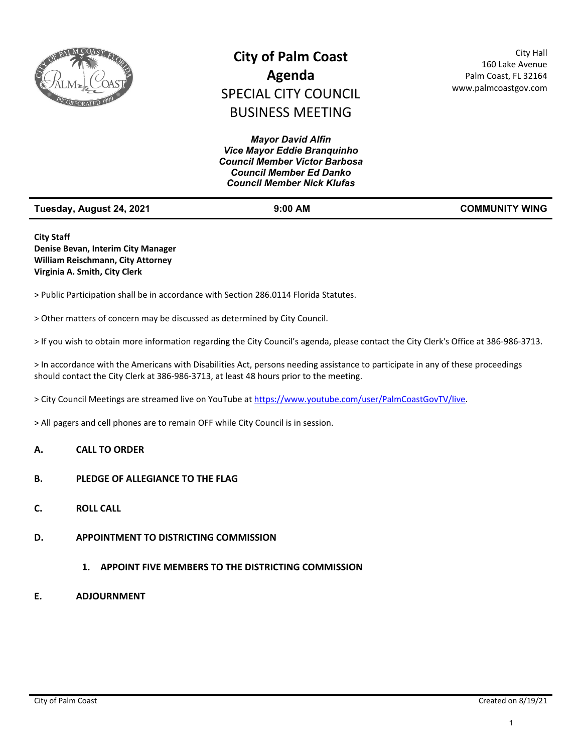# City of Palm Coast Agenda
## SPECIAL CITY COUNCIL BUSINESS MEETING

City Hall
160 Lake Avenue
Palm Coast, FL 32164
www.palmcoastgov.com

***Mayor David Alfin***
***Vice Mayor Eddie Branquinho***
***Council Member Victor Barbosa***
***Council Member Ed Danko***
***Council Member Nick Klufas***

**Tuesday, August 24, 2021** | **9:00 AM** | **COMMUNITY WING**

**City Staff**
**Denise Bevan, Interim City Manager**
**William Reischmann, City Attorney**
**Virginia A. Smith, City Clerk**

> Public Participation shall be in accordance with Section 286.0114 Florida Statutes.

> Other matters of concern may be discussed as determined by City Council.

> If you wish to obtain more information regarding the City Council's agenda, please contact the City Clerk's Office at 386-986-3713.

> In accordance with the Americans with Disabilities Act, persons needing assistance to participate in any of these proceedings should contact the City Clerk at 386-986-3713, at least 48 hours prior to the meeting.

> City Council Meetings are streamed live on YouTube at https://www.youtube.com/user/PalmCoastGovTV/live.

> All pagers and cell phones are to remain OFF while City Council is in session.

**A. CALL TO ORDER**

**B. PLEDGE OF ALLEGIANCE TO THE FLAG**

**C. ROLL CALL**

**D. APPOINTMENT TO DISTRICTING COMMISSION**

**1. APPOINT FIVE MEMBERS TO THE DISTRICTING COMMISSION**

**E. ADJOURNMENT**

City of Palm Coast    Created on 8/19/21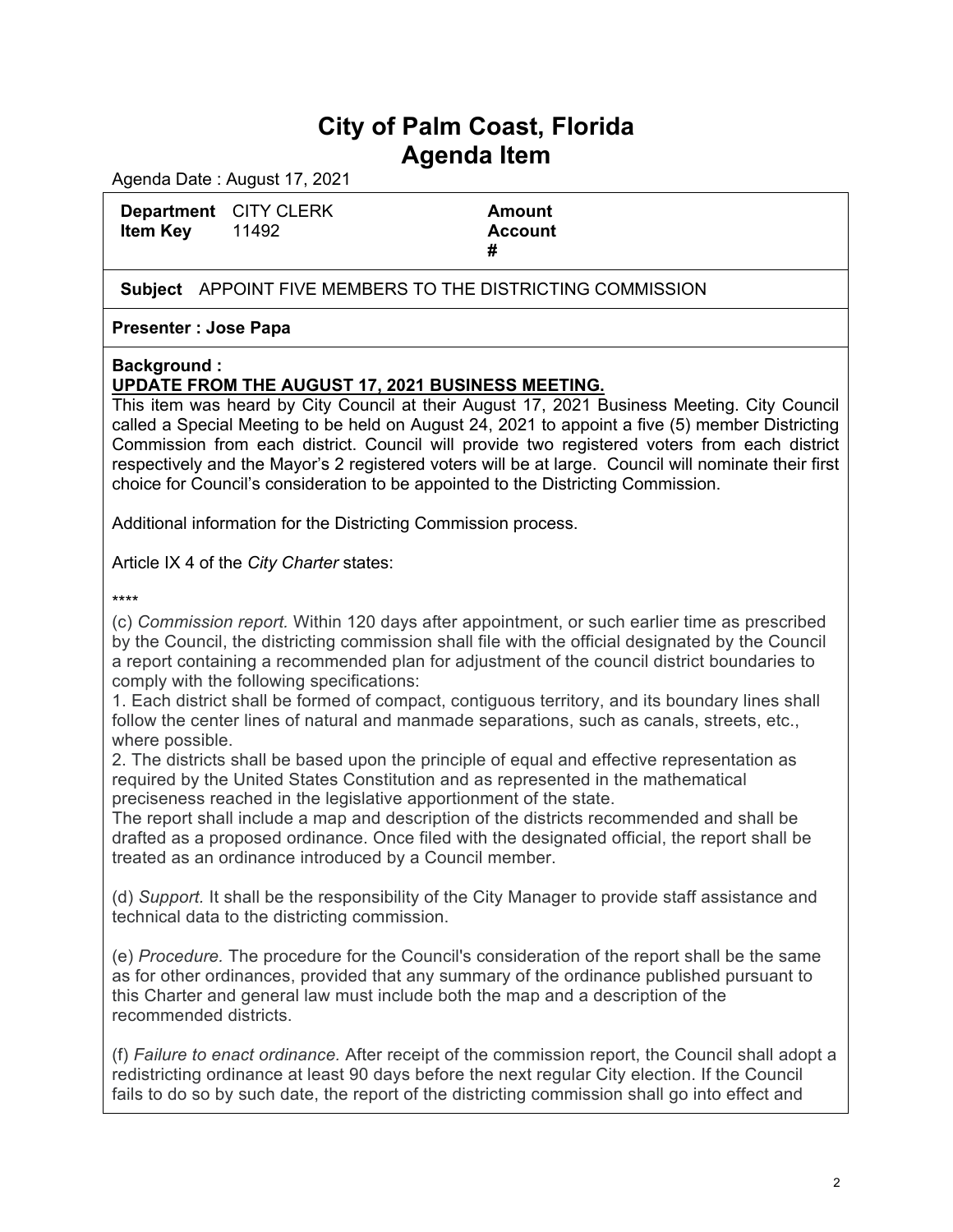# City of Palm Coast, Florida
# Agenda Item

Agenda Date : August 17, 2021

| | | | |
|---|---|---|---|
| **Department** | CITY CLERK | **Amount** | |
| **Item Key** | 11492 | **Account #** | |

**Subject** APPOINT FIVE MEMBERS TO THE DISTRICTING COMMISSION

**Presenter : Jose Papa**

**Background :**

**UPDATE FROM THE AUGUST 17, 2021 BUSINESS MEETING.**

This item was heard by City Council at their August 17, 2021 Business Meeting. City Council called a Special Meeting to be held on August 24, 2021 to appoint a five (5) member Districting Commission from each district. Council will provide two registered voters from each district respectively and the Mayor's 2 registered voters will be at large. Council will nominate their first choice for Council's consideration to be appointed to the Districting Commission.

Additional information for the Districting Commission process.

Article IX 4 of the *City Charter* states:

****

(c) *Commission report.* Within 120 days after appointment, or such earlier time as prescribed by the Council, the districting commission shall file with the official designated by the Council a report containing a recommended plan for adjustment of the council district boundaries to comply with the following specifications:

1. Each district shall be formed of compact, contiguous territory, and its boundary lines shall follow the center lines of natural and manmade separations, such as canals, streets, etc., where possible.
2. The districts shall be based upon the principle of equal and effective representation as required by the United States Constitution and as represented in the mathematical preciseness reached in the legislative apportionment of the state.

The report shall include a map and description of the districts recommended and shall be drafted as a proposed ordinance. Once filed with the designated official, the report shall be treated as an ordinance introduced by a Council member.

(d) *Support.* It shall be the responsibility of the City Manager to provide staff assistance and technical data to the districting commission.

(e) *Procedure.* The procedure for the Council's consideration of the report shall be the same as for other ordinances, provided that any summary of the ordinance published pursuant to this Charter and general law must include both the map and a description of the recommended districts.

(f) *Failure to enact ordinance.* After receipt of the commission report, the Council shall adopt a redistricting ordinance at least 90 days before the next regular City election. If the Council fails to do so by such date, the report of the districting commission shall go into effect and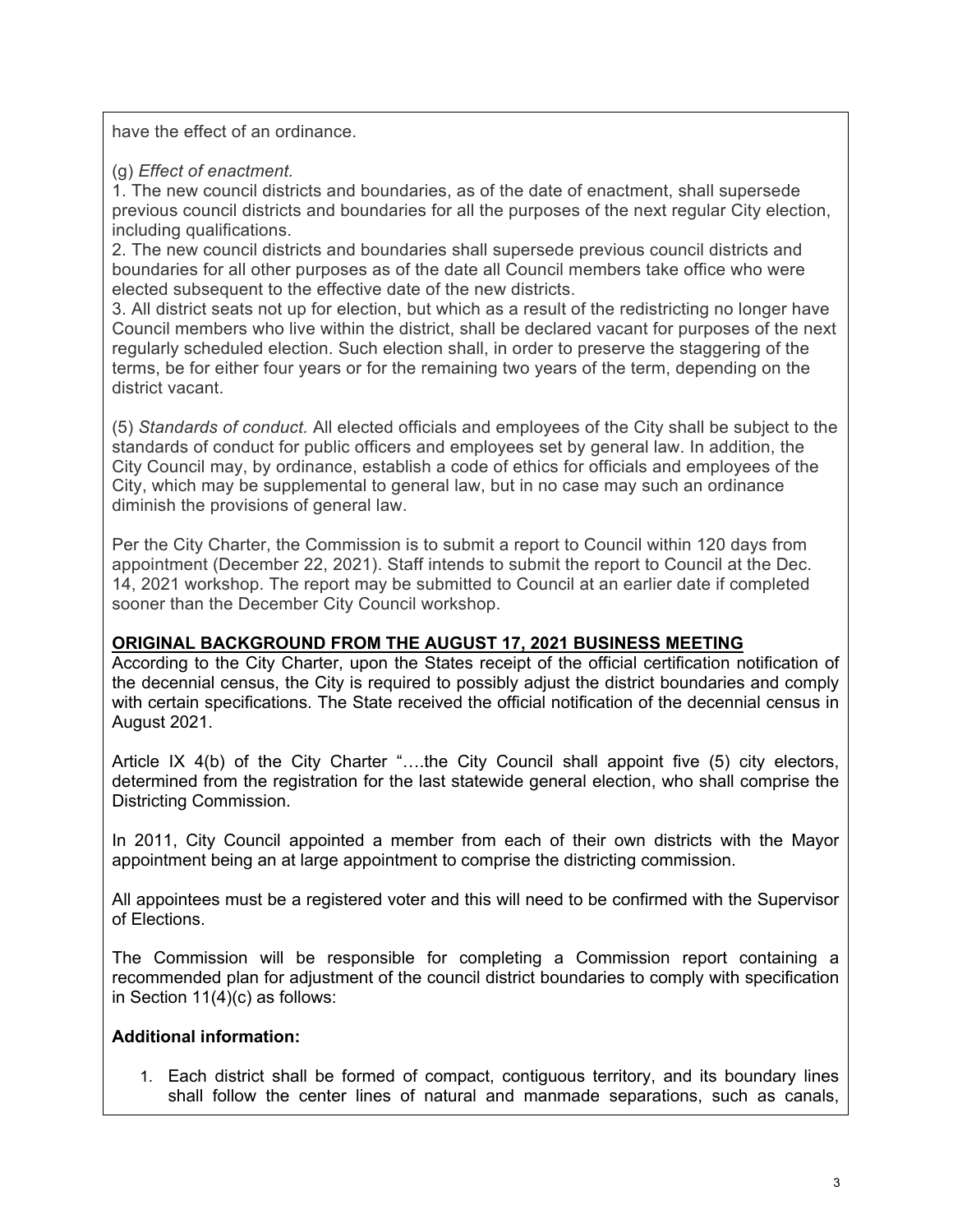have the effect of an ordinance.

(g) *Effect of enactment.*

1. The new council districts and boundaries, as of the date of enactment, shall supersede previous council districts and boundaries for all the purposes of the next regular City election, including qualifications.
2. The new council districts and boundaries shall supersede previous council districts and boundaries for all other purposes as of the date all Council members take office who were elected subsequent to the effective date of the new districts.
3. All district seats not up for election, but which as a result of the redistricting no longer have Council members who live within the district, shall be declared vacant for purposes of the next regularly scheduled election. Such election shall, in order to preserve the staggering of the terms, be for either four years or for the remaining two years of the term, depending on the district vacant.

(5) *Standards of conduct.* All elected officials and employees of the City shall be subject to the standards of conduct for public officers and employees set by general law. In addition, the City Council may, by ordinance, establish a code of ethics for officials and employees of the City, which may be supplemental to general law, but in no case may such an ordinance diminish the provisions of general law.

Per the City Charter, the Commission is to submit a report to Council within 120 days from appointment (December 22, 2021). Staff intends to submit the report to Council at the Dec. 14, 2021 workshop. The report may be submitted to Council at an earlier date if completed sooner than the December City Council workshop.

**ORIGINAL BACKGROUND FROM THE AUGUST 17, 2021 BUSINESS MEETING**

According to the City Charter, upon the States receipt of the official certification notification of the decennial census, the City is required to possibly adjust the district boundaries and comply with certain specifications. The State received the official notification of the decennial census in August 2021.

Article IX 4(b) of the City Charter "….the City Council shall appoint five (5) city electors, determined from the registration for the last statewide general election, who shall comprise the Districting Commission.

In 2011, City Council appointed a member from each of their own districts with the Mayor appointment being an at large appointment to comprise the districting commission.

All appointees must be a registered voter and this will need to be confirmed with the Supervisor of Elections.

The Commission will be responsible for completing a Commission report containing a recommended plan for adjustment of the council district boundaries to comply with specification in Section 11(4)(c) as follows:

**Additional information:**

1. Each district shall be formed of compact, contiguous territory, and its boundary lines shall follow the center lines of natural and manmade separations, such as canals,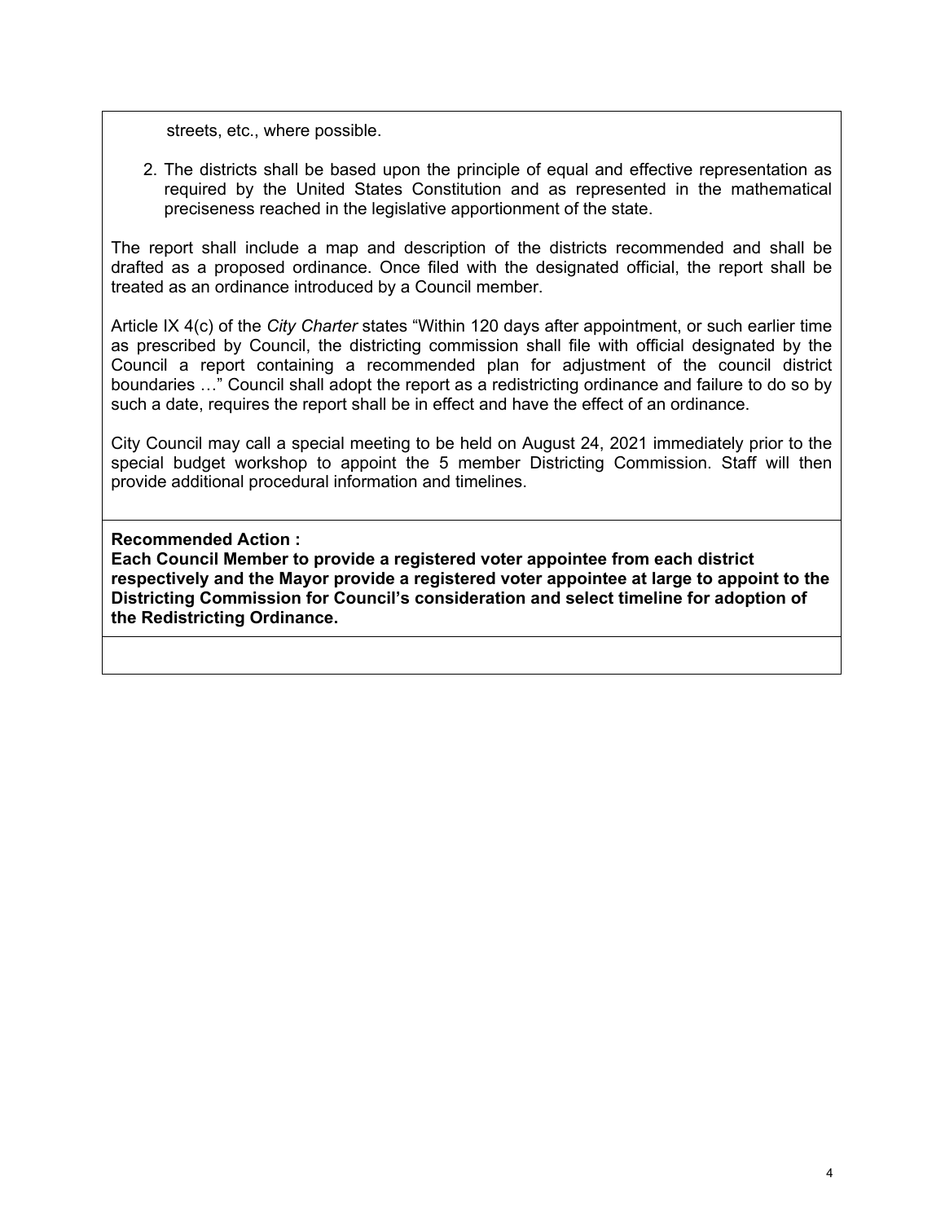streets, etc., where possible.

2. The districts shall be based upon the principle of equal and effective representation as required by the United States Constitution and as represented in the mathematical preciseness reached in the legislative apportionment of the state.

The report shall include a map and description of the districts recommended and shall be drafted as a proposed ordinance. Once filed with the designated official, the report shall be treated as an ordinance introduced by a Council member.

Article IX 4(c) of the *City Charter* states "Within 120 days after appointment, or such earlier time as prescribed by Council, the districting commission shall file with official designated by the Council a report containing a recommended plan for adjustment of the council district boundaries …" Council shall adopt the report as a redistricting ordinance and failure to do so by such a date, requires the report shall be in effect and have the effect of an ordinance.

City Council may call a special meeting to be held on August 24, 2021 immediately prior to the special budget workshop to appoint the 5 member Districting Commission. Staff will then provide additional procedural information and timelines.

**Recommended Action :**
**Each Council Member to provide a registered voter appointee from each district respectively and the Mayor provide a registered voter appointee at large to appoint to the Districting Commission for Council's consideration and select timeline for adoption of the Redistricting Ordinance.**